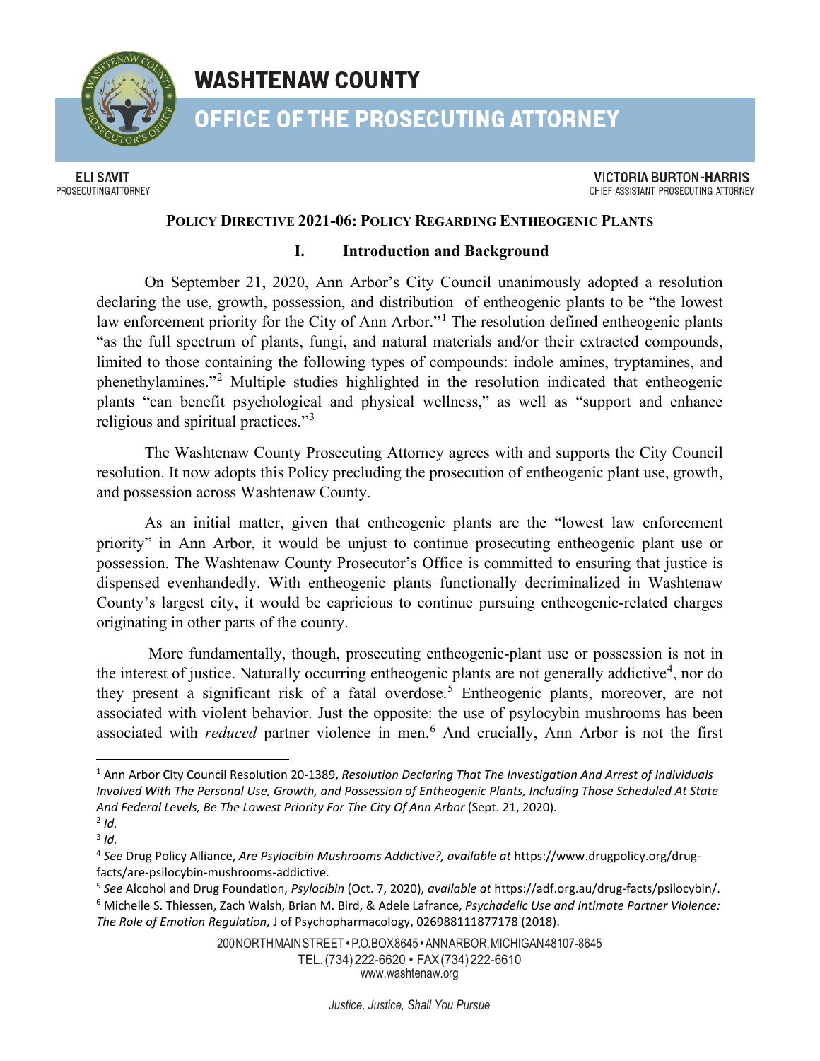# WASHTENAW COUNTY

## OFFICE OF THE PROSECUTING ATTORNEY

**ELI SAVIT**
PROSECUTING ATTORNEY

**VICTORIA BURTON-HARRIS**
CHIEF ASSISTANT PROSECUTING ATTORNEY

### POLICY DIRECTIVE 2021-06: POLICY REGARDING ENTHEOGENIC PLANTS

#### I. Introduction and Background

On September 21, 2020, Ann Arbor's City Council unanimously adopted a resolution declaring the use, growth, possession, and distribution of entheogenic plants to be "the lowest law enforcement priority for the City of Ann Arbor."[1] The resolution defined entheogenic plants "as the full spectrum of plants, fungi, and natural materials and/or their extracted compounds, limited to those containing the following types of compounds: indole amines, tryptamines, and phenethylamines."[2] Multiple studies highlighted in the resolution indicated that entheogenic plants "can benefit psychological and physical wellness," as well as "support and enhance religious and spiritual practices."[3]

The Washtenaw County Prosecuting Attorney agrees with and supports the City Council resolution. It now adopts this Policy precluding the prosecution of entheogenic plant use, growth, and possession across Washtenaw County.

As an initial matter, given that entheogenic plants are the "lowest law enforcement priority" in Ann Arbor, it would be unjust to continue prosecuting entheogenic plant use or possession. The Washtenaw County Prosecutor's Office is committed to ensuring that justice is dispensed evenhandedly. With entheogenic plants functionally decriminalized in Washtenaw County's largest city, it would be capricious to continue pursuing entheogenic-related charges originating in other parts of the county.

More fundamentally, though, prosecuting entheogenic-plant use or possession is not in the interest of justice. Naturally occurring entheogenic plants are not generally addictive[4], nor do they present a significant risk of a fatal overdose.[5] Entheogenic plants, moreover, are not associated with violent behavior. Just the opposite: the use of psylocybin mushrooms has been associated with *reduced* partner violence in men.[6] And crucially, Ann Arbor is not the first

---

[1] Ann Arbor City Council Resolution 20-1389, *Resolution Declaring That The Investigation And Arrest of Individuals Involved With The Personal Use, Growth, and Possession of Entheogenic Plants, Including Those Scheduled At State And Federal Levels, Be The Lowest Priority For The City Of Ann Arbor* (Sept. 21, 2020).

[2] *Id.*

[3] *Id.*

[4] *See* Drug Policy Alliance, *Are Psylocibin Mushrooms Addictive?, available at* https://www.drugpolicy.org/drug-facts/are-psilocybin-mushrooms-addictive.

[5] *See* Alcohol and Drug Foundation, *Psylocibin* (Oct. 7, 2020), *available at* https://adf.org.au/drug-facts/psilocybin/.

[6] Michelle S. Thiessen, Zach Walsh, Brian M. Bird, & Adele Lafrance, *Psychadelic Use and Intimate Partner Violence: The Role of Emotion Regulation,* J of Psychopharmacology, 026988111877178 (2018).

200 NORTH MAIN STREET • P.O. BOX 8645 • ANN ARBOR, MICHIGAN 48107-8645
TEL. (734) 222-6620 • FAX (734) 222-6610
www.washtenaw.org

*Justice, Justice, Shall You Pursue*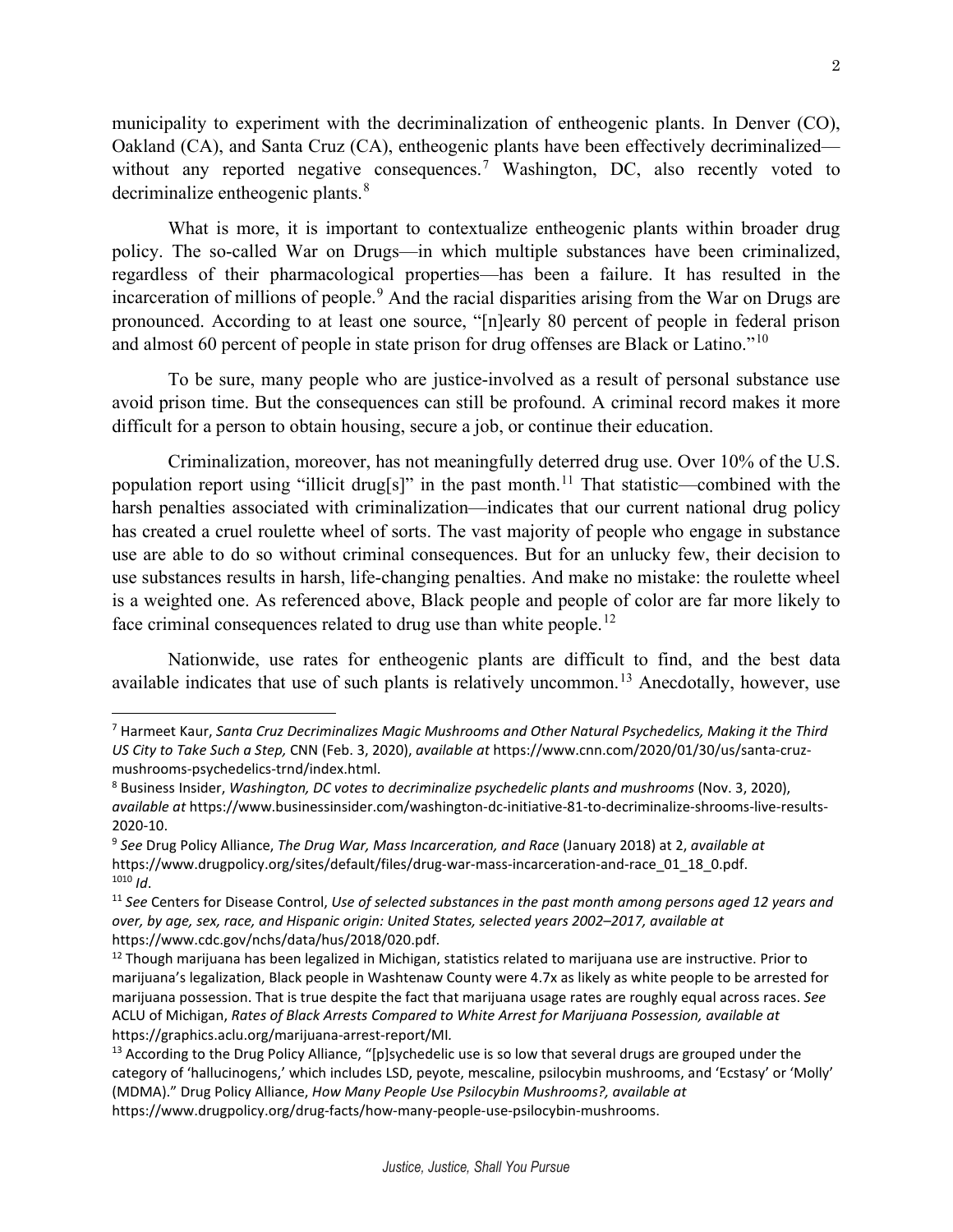municipality to experiment with the decriminalization of entheogenic plants. In Denver (CO), Oakland (CA), and Santa Cruz (CA), entheogenic plants have been effectively decriminalized—without any reported negative consequences.[7] Washington, DC, also recently voted to decriminalize entheogenic plants.[8]

What is more, it is important to contextualize entheogenic plants within broader drug policy. The so-called War on Drugs—in which multiple substances have been criminalized, regardless of their pharmacological properties—has been a failure. It has resulted in the incarceration of millions of people.[9] And the racial disparities arising from the War on Drugs are pronounced. According to at least one source, "[n]early 80 percent of people in federal prison and almost 60 percent of people in state prison for drug offenses are Black or Latino."[10]

To be sure, many people who are justice-involved as a result of personal substance use avoid prison time. But the consequences can still be profound. A criminal record makes it more difficult for a person to obtain housing, secure a job, or continue their education.

Criminalization, moreover, has not meaningfully deterred drug use. Over 10% of the U.S. population report using "illicit drug[s]" in the past month.[11] That statistic—combined with the harsh penalties associated with criminalization—indicates that our current national drug policy has created a cruel roulette wheel of sorts. The vast majority of people who engage in substance use are able to do so without criminal consequences. But for an unlucky few, their decision to use substances results in harsh, life-changing penalties. And make no mistake: the roulette wheel is a weighted one. As referenced above, Black people and people of color are far more likely to face criminal consequences related to drug use than white people.[12]

Nationwide, use rates for entheogenic plants are difficult to find, and the best data available indicates that use of such plants is relatively uncommon.[13] Anecdotally, however, use

---

[7] Harmeet Kaur, *Santa Cruz Decriminalizes Magic Mushrooms and Other Natural Psychedelics, Making it the Third US City to Take Such a Step,* CNN (Feb. 3, 2020), *available at* https://www.cnn.com/2020/01/30/us/santa-cruz-mushrooms-psychedelics-trnd/index.html.

[8] Business Insider, *Washington, DC votes to decriminalize psychedelic plants and mushrooms* (Nov. 3, 2020), *available at* https://www.businessinsider.com/washington-dc-initiative-81-to-decriminalize-shrooms-live-results-2020-10.

[9] *See* Drug Policy Alliance, *The Drug War, Mass Incarceration, and Race* (January 2018) at 2, *available at* https://www.drugpolicy.org/sites/default/files/drug-war-mass-incarceration-and-race_01_18_0.pdf.

[1010] *Id*.

[11] *See* Centers for Disease Control, *Use of selected substances in the past month among persons aged 12 years and over, by age, sex, race, and Hispanic origin: United States, selected years 2002–2017, available at* https://www.cdc.gov/nchs/data/hus/2018/020.pdf.

[12] Though marijuana has been legalized in Michigan, statistics related to marijuana use are instructive. Prior to marijuana's legalization, Black people in Washtenaw County were 4.7x as likely as white people to be arrested for marijuana possession. That is true despite the fact that marijuana usage rates are roughly equal across races. *See* ACLU of Michigan, *Rates of Black Arrests Compared to White Arrest for Marijuana Possession, available at* https://graphics.aclu.org/marijuana-arrest-report/MI.

[13] According to the Drug Policy Alliance, "[p]sychedelic use is so low that several drugs are grouped under the category of 'hallucinogens,' which includes LSD, peyote, mescaline, psilocybin mushrooms, and 'Ecstasy' or 'Molly' (MDMA)." Drug Policy Alliance, *How Many People Use Psilocybin Mushrooms?, available at* https://www.drugpolicy.org/drug-facts/how-many-people-use-psilocybin-mushrooms.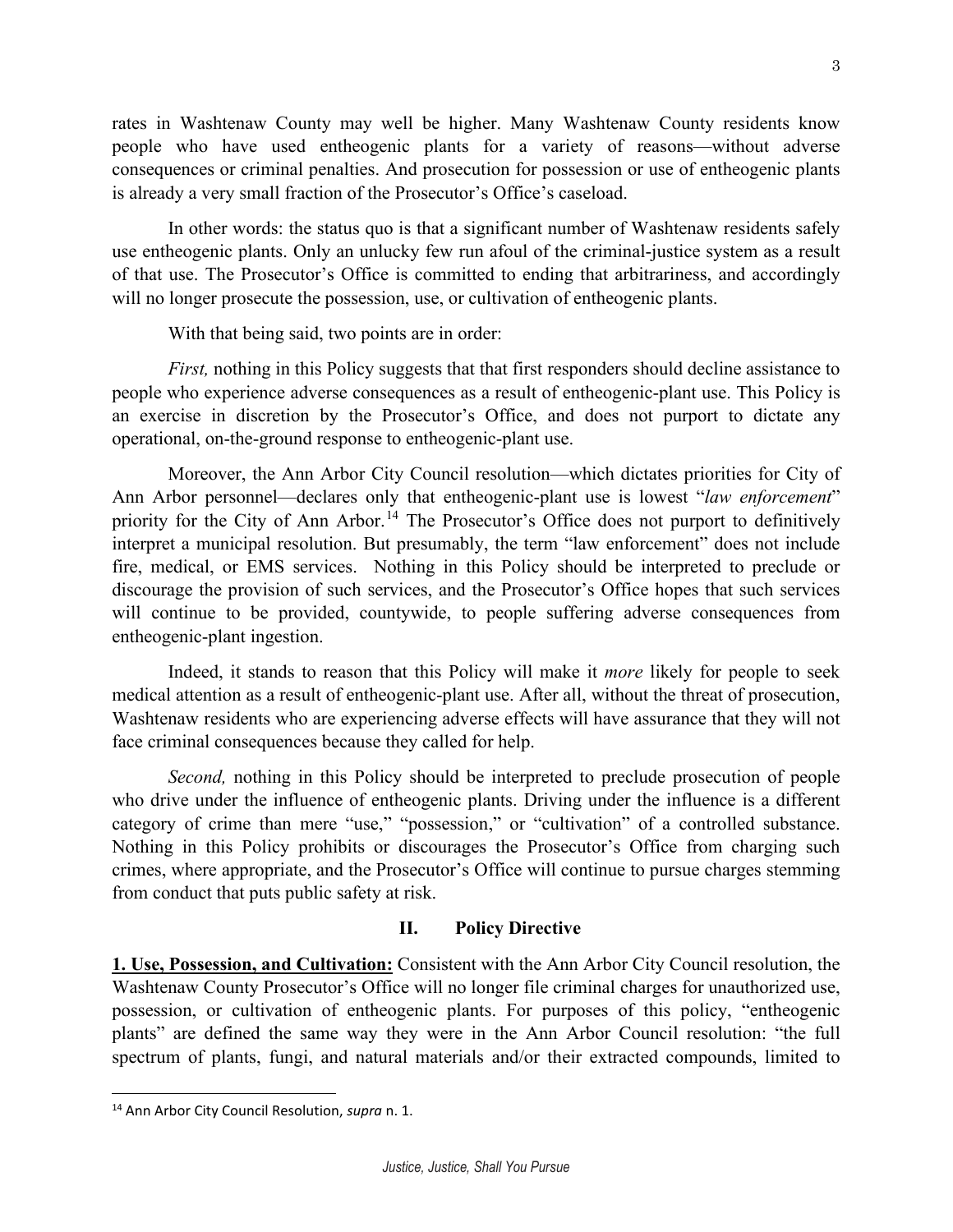rates in Washtenaw County may well be higher. Many Washtenaw County residents know people who have used entheogenic plants for a variety of reasons—without adverse consequences or criminal penalties. And prosecution for possession or use of entheogenic plants is already a very small fraction of the Prosecutor's Office's caseload.

In other words: the status quo is that a significant number of Washtenaw residents safely use entheogenic plants. Only an unlucky few run afoul of the criminal-justice system as a result of that use. The Prosecutor's Office is committed to ending that arbitrariness, and accordingly will no longer prosecute the possession, use, or cultivation of entheogenic plants.

With that being said, two points are in order:

*First,* nothing in this Policy suggests that that first responders should decline assistance to people who experience adverse consequences as a result of entheogenic-plant use. This Policy is an exercise in discretion by the Prosecutor's Office, and does not purport to dictate any operational, on-the-ground response to entheogenic-plant use.

Moreover, the Ann Arbor City Council resolution—which dictates priorities for City of Ann Arbor personnel—declares only that entheogenic-plant use is lowest "*law enforcement*" priority for the City of Ann Arbor.[14] The Prosecutor's Office does not purport to definitively interpret a municipal resolution. But presumably, the term "law enforcement" does not include fire, medical, or EMS services. Nothing in this Policy should be interpreted to preclude or discourage the provision of such services, and the Prosecutor's Office hopes that such services will continue to be provided, countywide, to people suffering adverse consequences from entheogenic-plant ingestion.

Indeed, it stands to reason that this Policy will make it *more* likely for people to seek medical attention as a result of entheogenic-plant use. After all, without the threat of prosecution, Washtenaw residents who are experiencing adverse effects will have assurance that they will not face criminal consequences because they called for help.

*Second,* nothing in this Policy should be interpreted to preclude prosecution of people who drive under the influence of entheogenic plants. Driving under the influence is a different category of crime than mere "use," "possession," or "cultivation" of a controlled substance. Nothing in this Policy prohibits or discourages the Prosecutor's Office from charging such crimes, where appropriate, and the Prosecutor's Office will continue to pursue charges stemming from conduct that puts public safety at risk.

## II. Policy Directive

**1. Use, Possession, and Cultivation:** Consistent with the Ann Arbor City Council resolution, the Washtenaw County Prosecutor's Office will no longer file criminal charges for unauthorized use, possession, or cultivation of entheogenic plants. For purposes of this policy, "entheogenic plants" are defined the same way they were in the Ann Arbor Council resolution: "the full spectrum of plants, fungi, and natural materials and/or their extracted compounds, limited to

[14] Ann Arbor City Council Resolution, *supra* n. 1.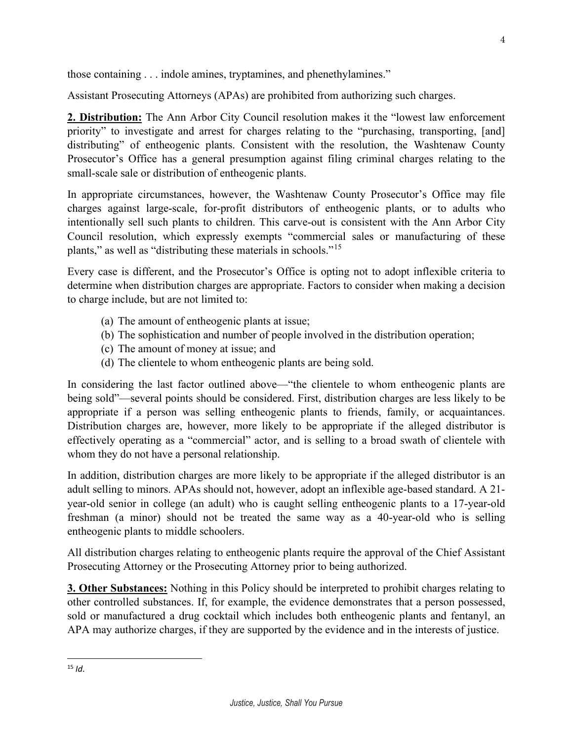those containing . . . indole amines, tryptamines, and phenethylamines."

Assistant Prosecuting Attorneys (APAs) are prohibited from authorizing such charges.

**2. Distribution:** The Ann Arbor City Council resolution makes it the "lowest law enforcement priority" to investigate and arrest for charges relating to the "purchasing, transporting, [and] distributing" of entheogenic plants. Consistent with the resolution, the Washtenaw County Prosecutor's Office has a general presumption against filing criminal charges relating to the small-scale sale or distribution of entheogenic plants.

In appropriate circumstances, however, the Washtenaw County Prosecutor's Office may file charges against large-scale, for-profit distributors of entheogenic plants, or to adults who intentionally sell such plants to children. This carve-out is consistent with the Ann Arbor City Council resolution, which expressly exempts "commercial sales or manufacturing of these plants," as well as "distributing these materials in schools."[15]

Every case is different, and the Prosecutor's Office is opting not to adopt inflexible criteria to determine when distribution charges are appropriate. Factors to consider when making a decision to charge include, but are not limited to:

(a) The amount of entheogenic plants at issue;
(b) The sophistication and number of people involved in the distribution operation;
(c) The amount of money at issue; and
(d) The clientele to whom entheogenic plants are being sold.

In considering the last factor outlined above—"the clientele to whom entheogenic plants are being sold"—several points should be considered. First, distribution charges are less likely to be appropriate if a person was selling entheogenic plants to friends, family, or acquaintances. Distribution charges are, however, more likely to be appropriate if the alleged distributor is effectively operating as a "commercial" actor, and is selling to a broad swath of clientele with whom they do not have a personal relationship.

In addition, distribution charges are more likely to be appropriate if the alleged distributor is an adult selling to minors. APAs should not, however, adopt an inflexible age-based standard. A 21-year-old senior in college (an adult) who is caught selling entheogenic plants to a 17-year-old freshman (a minor) should not be treated the same way as a 40-year-old who is selling entheogenic plants to middle schoolers.

All distribution charges relating to entheogenic plants require the approval of the Chief Assistant Prosecuting Attorney or the Prosecuting Attorney prior to being authorized.

**3. Other Substances:** Nothing in this Policy should be interpreted to prohibit charges relating to other controlled substances. If, for example, the evidence demonstrates that a person possessed, sold or manufactured a drug cocktail which includes both entheogenic plants and fentanyl, an APA may authorize charges, if they are supported by the evidence and in the interests of justice.

---

[15] *Id.*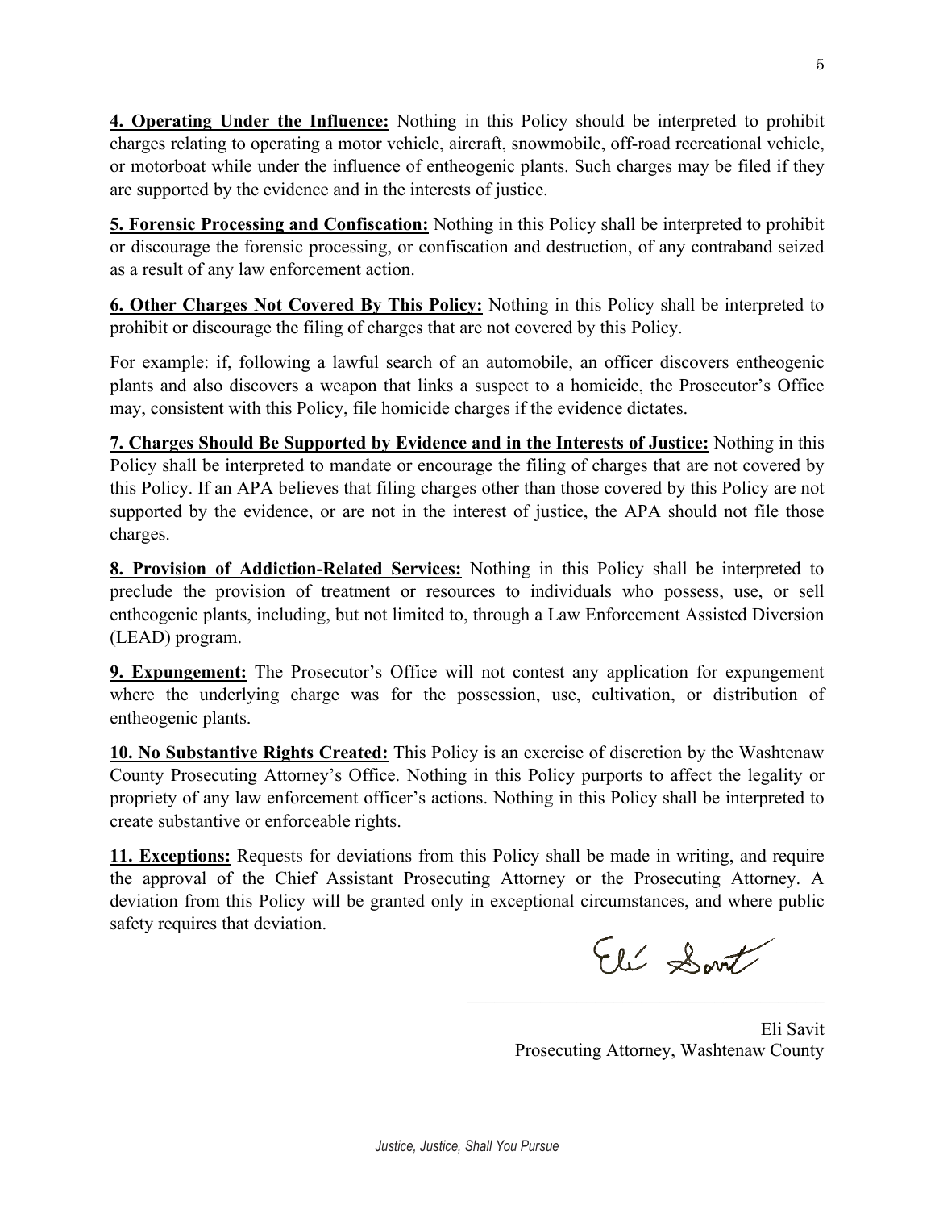**4. Operating Under the Influence:** Nothing in this Policy should be interpreted to prohibit charges relating to operating a motor vehicle, aircraft, snowmobile, off-road recreational vehicle, or motorboat while under the influence of entheogenic plants. Such charges may be filed if they are supported by the evidence and in the interests of justice.

**5. Forensic Processing and Confiscation:** Nothing in this Policy shall be interpreted to prohibit or discourage the forensic processing, or confiscation and destruction, of any contraband seized as a result of any law enforcement action.

**6. Other Charges Not Covered By This Policy:** Nothing in this Policy shall be interpreted to prohibit or discourage the filing of charges that are not covered by this Policy.

For example: if, following a lawful search of an automobile, an officer discovers entheogenic plants and also discovers a weapon that links a suspect to a homicide, the Prosecutor's Office may, consistent with this Policy, file homicide charges if the evidence dictates.

**7. Charges Should Be Supported by Evidence and in the Interests of Justice:** Nothing in this Policy shall be interpreted to mandate or encourage the filing of charges that are not covered by this Policy. If an APA believes that filing charges other than those covered by this Policy are not supported by the evidence, or are not in the interest of justice, the APA should not file those charges.

**8. Provision of Addiction-Related Services:** Nothing in this Policy shall be interpreted to preclude the provision of treatment or resources to individuals who possess, use, or sell entheogenic plants, including, but not limited to, through a Law Enforcement Assisted Diversion (LEAD) program.

**9. Expungement:** The Prosecutor's Office will not contest any application for expungement where the underlying charge was for the possession, use, cultivation, or distribution of entheogenic plants.

**10. No Substantive Rights Created:** This Policy is an exercise of discretion by the Washtenaw County Prosecuting Attorney's Office. Nothing in this Policy purports to affect the legality or propriety of any law enforcement officer's actions. Nothing in this Policy shall be interpreted to create substantive or enforceable rights.

**11. Exceptions:** Requests for deviations from this Policy shall be made in writing, and require the approval of the Chief Assistant Prosecuting Attorney or the Prosecuting Attorney. A deviation from this Policy will be granted only in exceptional circumstances, and where public safety requires that deviation.

Eli Savit
Prosecuting Attorney, Washtenaw County

*Justice, Justice, Shall You Pursue*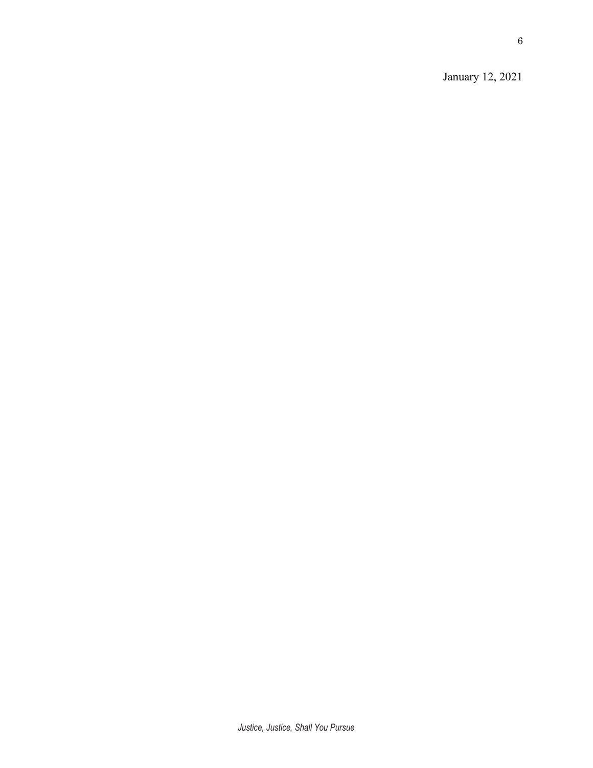January 12, 2021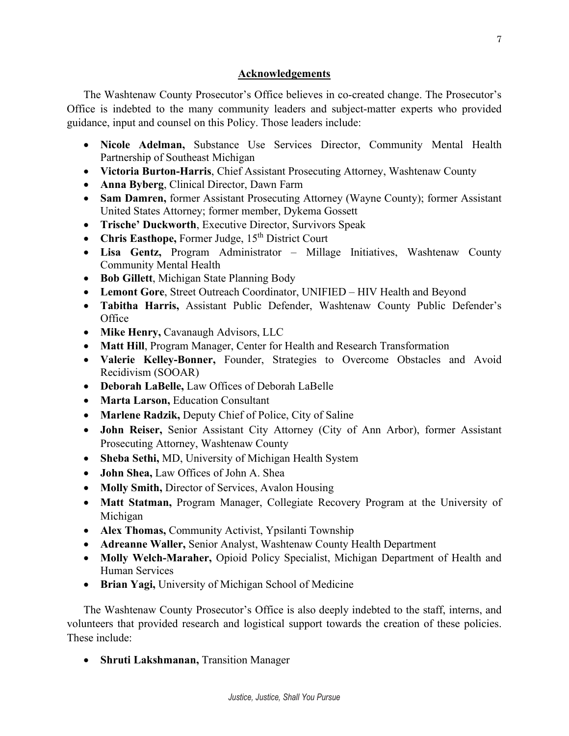## Acknowledgements

The Washtenaw County Prosecutor's Office believes in co-created change. The Prosecutor's Office is indebted to the many community leaders and subject-matter experts who provided guidance, input and counsel on this Policy. Those leaders include:

- **Nicole Adelman,** Substance Use Services Director, Community Mental Health Partnership of Southeast Michigan
- **Victoria Burton-Harris**, Chief Assistant Prosecuting Attorney, Washtenaw County
- **Anna Byberg**, Clinical Director, Dawn Farm
- **Sam Damren,** former Assistant Prosecuting Attorney (Wayne County); former Assistant United States Attorney; former member, Dykema Gossett
- **Trische' Duckworth**, Executive Director, Survivors Speak
- **Chris Easthope,** Former Judge, 15th District Court
- **Lisa Gentz,** Program Administrator – Millage Initiatives, Washtenaw County Community Mental Health
- **Bob Gillett**, Michigan State Planning Body
- **Lemont Gore**, Street Outreach Coordinator, UNIFIED – HIV Health and Beyond
- **Tabitha Harris,** Assistant Public Defender, Washtenaw County Public Defender's Office
- **Mike Henry,** Cavanaugh Advisors, LLC
- **Matt Hill**, Program Manager, Center for Health and Research Transformation
- **Valerie Kelley-Bonner,** Founder, Strategies to Overcome Obstacles and Avoid Recidivism (SOOAR)
- **Deborah LaBelle,** Law Offices of Deborah LaBelle
- **Marta Larson,** Education Consultant
- **Marlene Radzik,** Deputy Chief of Police, City of Saline
- **John Reiser,** Senior Assistant City Attorney (City of Ann Arbor), former Assistant Prosecuting Attorney, Washtenaw County
- **Sheba Sethi,** MD, University of Michigan Health System
- **John Shea,** Law Offices of John A. Shea
- **Molly Smith,** Director of Services, Avalon Housing
- **Matt Statman,** Program Manager, Collegiate Recovery Program at the University of Michigan
- **Alex Thomas,** Community Activist, Ypsilanti Township
- **Adreanne Waller,** Senior Analyst, Washtenaw County Health Department
- **Molly Welch-Maraher,** Opioid Policy Specialist, Michigan Department of Health and Human Services
- **Brian Yagi,** University of Michigan School of Medicine

The Washtenaw County Prosecutor's Office is also deeply indebted to the staff, interns, and volunteers that provided research and logistical support towards the creation of these policies. These include:

- **Shruti Lakshmanan,** Transition Manager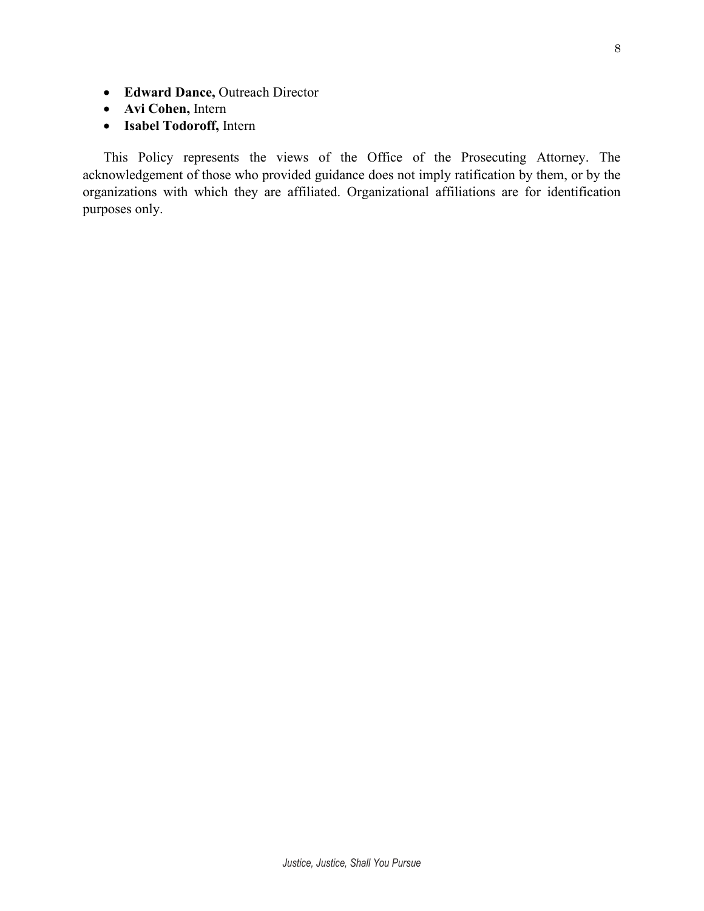- **Edward Dance,** Outreach Director
- **Avi Cohen,** Intern
- **Isabel Todoroff,** Intern

This Policy represents the views of the Office of the Prosecuting Attorney. The acknowledgement of those who provided guidance does not imply ratification by them, or by the organizations with which they are affiliated. Organizational affiliations are for identification purposes only.